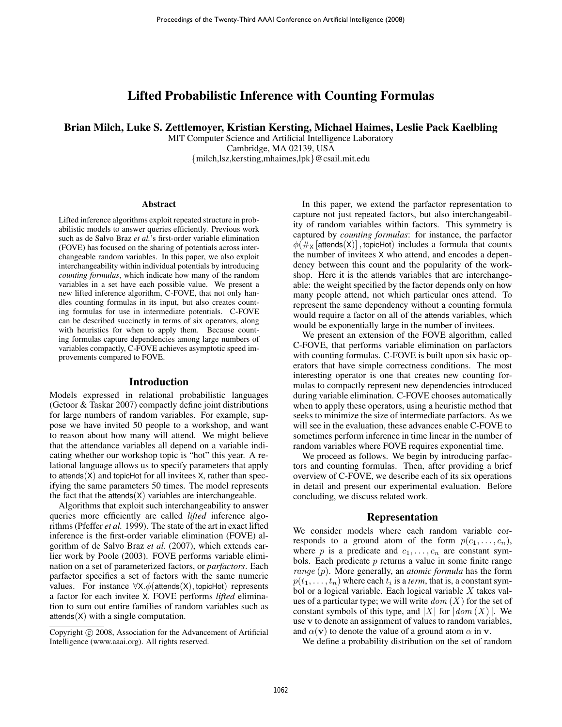# Lifted Probabilistic Inference with Counting Formulas

**Brian Milch, Luke S. Zettlemoyer, Kristian Kersting, Michael Haimes, Leslie Pack Kaelbling**

MIT Computer Science and Artificial Intelligence Laboratory
Cambridge, MA 02139, USA
{milch,lsz,kersting,mhaimes,lpk}@csail.mit.edu

## Abstract

Lifted inference algorithms exploit repeated structure in probabilistic models to answer queries efficiently. Previous work such as de Salvo Braz *et al.*'s first-order variable elimination (FOVE) has focused on the sharing of potentials across interchangeable random variables. In this paper, we also exploit interchangeability within individual potentials by introducing *counting formulas*, which indicate how many of the random variables in a set have each possible value. We present a new lifted inference algorithm, C-FOVE, that not only handles counting formulas in its input, but also creates counting formulas for use in intermediate potentials. C-FOVE can be described succinctly in terms of six operators, along with heuristics for when to apply them. Because counting formulas capture dependencies among large numbers of variables compactly, C-FOVE achieves asymptotic speed improvements compared to FOVE.

## Introduction

Models expressed in relational probabilistic languages (Getoor & Taskar 2007) compactly define joint distributions for large numbers of random variables. For example, suppose we have invited 50 people to a workshop, and want to reason about how many will attend. We might believe that the attendance variables all depend on a variable indicating whether our workshop topic is "hot" this year. A relational language allows us to specify parameters that apply to $\mathsf{attends}(\mathsf{X})$ and $\mathsf{topicHot}$ for all invitees $\mathsf{X}$, rather than specifying the same parameters 50 times. The model represents the fact that the $\mathsf{attends}(\mathsf{X})$ variables are interchangeable.

Algorithms that exploit such interchangeability to answer queries more efficiently are called *lifted* inference algorithms (Pfeffer *et al.* 1999). The state of the art in exact lifted inference is the first-order variable elimination (FOVE) algorithm of de Salvo Braz *et al.* (2007), which extends earlier work by Poole (2003). FOVE performs variable elimination on a set of parameterized factors, or *parfactors*. Each parfactor specifies a set of factors with the same numeric values. For instance $\forall \mathsf{X}.\phi(\mathsf{attends}(\mathsf{X}), \mathsf{topicHot})$ represents a factor for each invitee $\mathsf{X}$. FOVE performs *lifted* elimination to sum out entire families of random variables such as $\mathsf{attends}(\mathsf{X})$ with a single computation.

Copyright © 2008, Association for the Advancement of Artificial Intelligence (www.aaai.org). All rights reserved.

In this paper, we extend the parfactor representation to capture not just repeated factors, but also interchangeability of random variables within factors. This symmetry is captured by *counting formulas*: for instance, the parfactor $\phi(\#_{\mathsf{X}}[\mathsf{attends}(\mathsf{X})], \mathsf{topicHot})$ includes a formula that counts the number of invitees $\mathsf{X}$ who attend, and encodes a dependency between this count and the popularity of the workshop. Here it is the $\mathsf{attends}$ variables that are interchangeable: the weight specified by the factor depends only on how many people attend, not which particular ones attend. To represent the same dependency without a counting formula would require a factor on all of the $\mathsf{attends}$ variables, which would be exponentially large in the number of invitees.

We present an extension of the FOVE algorithm, called C-FOVE, that performs variable elimination on parfactors with counting formulas. C-FOVE is built upon six basic operators that have simple correctness conditions. The most interesting operator is one that creates new counting formulas to compactly represent new dependencies introduced during variable elimination. C-FOVE chooses automatically when to apply these operators, using a heuristic method that seeks to minimize the size of intermediate parfactors. As we will see in the evaluation, these advances enable C-FOVE to sometimes perform inference in time linear in the number of random variables where FOVE requires exponential time.

We proceed as follows. We begin by introducing parfactors and counting formulas. Then, after providing a brief overview of C-FOVE, we describe each of its six operations in detail and present our experimental evaluation. Before concluding, we discuss related work.

## Representation

We consider models where each random variable corresponds to a ground atom of the form $p(c_1, \ldots, c_n)$, where $p$ is a predicate and $c_1, \ldots, c_n$ are constant symbols. Each predicate $p$ returns a value in some finite range $range\,(p)$. More generally, an *atomic formula* has the form $p(t_1, \ldots, t_n)$ where each $t_i$ is a *term*, that is, a constant symbol or a logical variable. Each logical variable $X$ takes values of a particular type; we will write $dom\,(X)$ for the set of constant symbols of this type, and $|X|$ for $|dom\,(X)|$. We use $\mathbf{v}$ to denote an assignment of values to random variables, and $\alpha(\mathbf{v})$ to denote the value of a ground atom $\alpha$ in $\mathbf{v}$.

We define a probability distribution on the set of random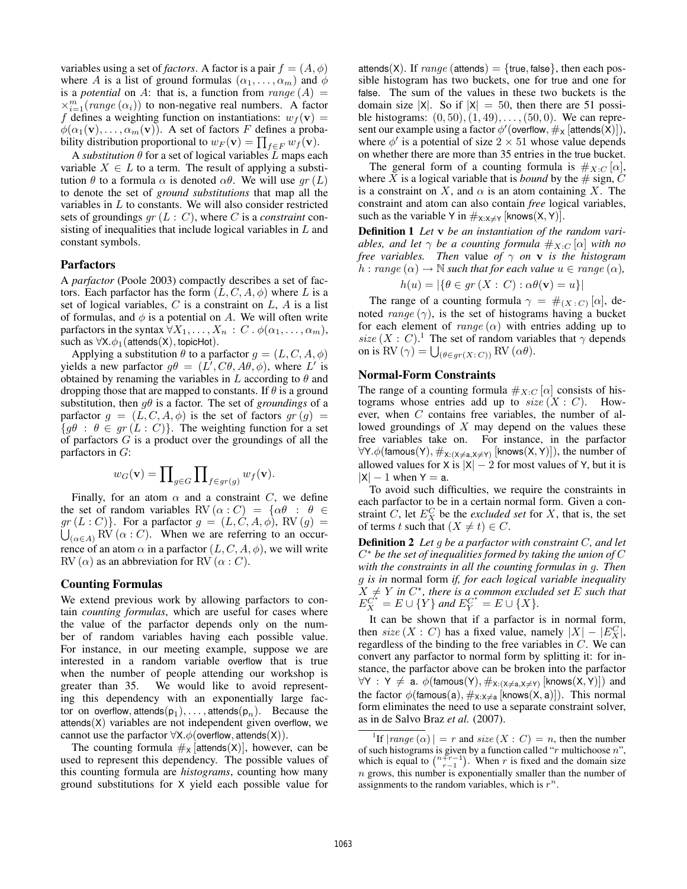variables using a set of *factors*. A factor is a pair $f = (A, \phi)$ where $A$ is a list of ground formulas $(\alpha_1, \ldots, \alpha_m)$ and $\phi$ is a *potential* on $A$: that is, a function from $range(A) = \times_{i=1}^{m}(range(\alpha_i))$ to non-negative real numbers. A factor $f$ defines a weighting function on instantiations: $w_f(\mathbf{v}) = \phi(\alpha_1(\mathbf{v}), \ldots, \alpha_m(\mathbf{v}))$. A set of factors $F$ defines a probability distribution proportional to $w_F(\mathbf{v}) = \prod_{f \in F} w_f(\mathbf{v})$.

A *substitution* $\theta$ for a set of logical variables $L$ maps each variable $X \in L$ to a term. The result of applying a substitution $\theta$ to a formula $\alpha$ is denoted $\alpha\theta$. We will use $gr(L)$ to denote the set of *ground substitutions* that map all the variables in $L$ to constants. We will also consider restricted sets of groundings $gr(L : C)$, where $C$ is a *constraint* consisting of inequalities that include logical variables in $L$ and constant symbols.

## Parfactors

A *parfactor* (Poole 2003) compactly describes a set of factors. Each parfactor has the form $(L, C, A, \phi)$ where $L$ is a set of logical variables, $C$ is a constraint on $L$, $A$ is a list of formulas, and $\phi$ is a potential on $A$. We will often write parfactors in the syntax $\forall X_1, \ldots, X_n : C . \phi(\alpha_1, \ldots, \alpha_m)$, such as $\forall \mathsf{X}.\phi_1(\mathsf{attends}(\mathsf{X}), \mathsf{topicHot})$.

Applying a substitution $\theta$ to a parfactor $g = (L, C, A, \phi)$ yields a new parfactor $g\theta = (L', C\theta, A\theta, \phi)$, where $L'$ is obtained by renaming the variables in $L$ according to $\theta$ and dropping those that are mapped to constants. If $\theta$ is a ground substitution, then $g\theta$ is a factor. The set of *groundings* of a parfactor $g = (L, C, A, \phi)$ is the set of factors $gr(g) = \{g\theta : \theta \in gr(L : C)\}$. The weighting function for a set of parfactors $G$ is a product over the groundings of all the parfactors in $G$:

$$w_G(\mathbf{v}) = \prod_{g \in G} \prod_{f \in gr(g)} w_f(\mathbf{v}).$$

Finally, for an atom $\alpha$ and a constraint $C$, we define the set of random variables $\mathrm{RV}(\alpha : C) = \{\alpha\theta : \theta \in gr(L : C)\}$. For a parfactor $g = (L, C, A, \phi)$, $\mathrm{RV}(g) = \bigcup_{(\alpha \in A)} \mathrm{RV}(\alpha : C)$. When we are referring to an occurrence of an atom $\alpha$ in a parfactor $(L, C, A, \phi)$, we will write $\mathrm{RV}(\alpha)$ as an abbreviation for $\mathrm{RV}(\alpha : C)$.

## Counting Formulas

We extend previous work by allowing parfactors to contain *counting formulas*, which are useful for cases where the value of the parfactor depends only on the number of random variables having each possible value. For instance, in our meeting example, suppose we are interested in a random variable overflow that is true when the number of people attending our workshop is greater than 35. We would like to avoid representing this dependency with an exponentially large factor on $\mathsf{overflow}, \mathsf{attends}(\mathsf{p}_1), \ldots, \mathsf{attends}(\mathsf{p}_n)$. Because the $\mathsf{attends}(\mathsf{X})$ variables are not independent given overflow, we cannot use the parfactor $\forall \mathsf{X}.\phi(\mathsf{overflow}, \mathsf{attends}(\mathsf{X}))$.

The counting formula $\#_{\mathsf{X}}[\mathsf{attends}(\mathsf{X})]$, however, can be used to represent this dependency. The possible values of this counting formula are *histograms*, counting how many ground substitutions for X yield each possible value for $\mathsf{attends}(\mathsf{X})$. If $range(\mathsf{attends}) = \{\mathsf{true}, \mathsf{false}\}$, then each possible histogram has two buckets, one for true and one for false. The sum of the values in these two buckets is the domain size $|\mathsf{X}|$. So if $|\mathsf{X}| = 50$, then there are 51 possible histograms: $(0, 50), (1, 49), \ldots, (50, 0)$. We can represent our example using a factor $\phi'(\mathsf{overflow}, \#_{\mathsf{X}}[\mathsf{attends}(\mathsf{X})])$, where $\phi'$ is a potential of size $2 \times 51$ whose value depends on whether there are more than 35 entries in the true bucket.

The general form of a counting formula is $\#_{X:C}[\alpha]$, where $X$ is a logical variable that is *bound* by the $\#$ sign, $C$ is a constraint on $X$, and $\alpha$ is an atom containing $X$. The constraint and atom can also contain *free* logical variables, such as the variable Y in $\#_{\mathsf{X}:\mathsf{X} \neq \mathsf{Y}}[\mathsf{knows}(\mathsf{X}, \mathsf{Y})]$.

**Definition 1** *Let* $\mathbf{v}$ *be an instantiation of the random variables, and let* $\gamma$ *be a counting formula* $\#_{X:C}[\alpha]$ *with no free variables. Then* value *of* $\gamma$ *on* $\mathbf{v}$ *is the histogram* $h : range(\alpha) \rightarrow \mathbb{N}$ *such that for each value* $u \in range(\alpha)$*,*

$$h(u) = |\{\theta \in gr(X : C) : \alpha\theta(\mathbf{v}) = u\}|$$

The range of a counting formula $\gamma = \#_{(X:C)}[\alpha]$, denoted $range(\gamma)$, is the set of histograms having a bucket for each element of $range(\alpha)$ with entries adding up to $size(X : C)$.[1] The set of random variables that $\gamma$ depends on is $\mathrm{RV}(\gamma) = \bigcup_{(\theta \in gr(X:C))} \mathrm{RV}(\alpha\theta)$.

## Normal-Form Constraints

The range of a counting formula $\#_{X:C}[\alpha]$ consists of histograms whose entries add up to $size(X : C)$. However, when $C$ contains free variables, the number of allowed groundings of $X$ may depend on the values these free variables take on. For instance, in the parfactor $\forall \mathsf{Y}.\phi(\mathsf{famous}(\mathsf{Y}), \#_{\mathsf{X}:(\mathsf{X} \neq \mathsf{a}, \mathsf{X} \neq \mathsf{Y})}[\mathsf{knows}(\mathsf{X}, \mathsf{Y})])$, the number of allowed values for X is $|\mathsf{X}| - 2$ for most values of Y, but it is $|\mathsf{X}| - 1$ when $\mathsf{Y} = \mathsf{a}$.

To avoid such difficulties, we require the constraints in each parfactor to be in a certain normal form. Given a constraint $C$, let $E_X^C$ be the *excluded set* for $X$, that is, the set of terms $t$ such that $(X \neq t) \in C$.

**Definition 2** *Let* $g$ *be a parfactor with constraint* $C$*, and let* $C^*$ *be the set of inequalities formed by taking the union of* $C$ *with the constraints in all the counting formulas in* $g$*. Then* $g$ *is in* normal form *if, for each logical variable inequality* $X \neq Y$ *in* $C^*$*, there is a common excluded set* $E$ *such that* $E_X^{C^*} = E \cup \{Y\}$ *and* $E_Y^{C^*} = E \cup \{X\}$*.*

It can be shown that if a parfactor is in normal form, then $size(X : C)$ has a fixed value, namely $|X| - |E_X^C|$, regardless of the binding to the free variables in $C$. We can convert any parfactor to normal form by splitting it: for instance, the parfactor above can be broken into the parfactor $\forall \mathsf{Y} : \mathsf{Y} \neq \mathsf{a}.\ \phi(\mathsf{famous}(\mathsf{Y}), \#_{\mathsf{X}:(\mathsf{X} \neq \mathsf{a}, \mathsf{X} \neq \mathsf{Y})}[\mathsf{knows}(\mathsf{X}, \mathsf{Y})])$ and the factor $\phi(\mathsf{famous}(\mathsf{a}), \#_{\mathsf{X}:\mathsf{X} \neq \mathsf{a}}[\mathsf{knows}(\mathsf{X}, \mathsf{a})])$. This normal form eliminates the need to use a separate constraint solver, as in de Salvo Braz *et al.* (2007).

[1] If $|range(\alpha)| = r$ and $size(X : C) = n$, then the number of such histograms is given by a function called "$r$ multichoose $n$", which is equal to $\binom{n+r-1}{r-1}$. When $r$ is fixed and the domain size $n$ grows, this number is exponentially smaller than the number of assignments to the random variables, which is $r^n$.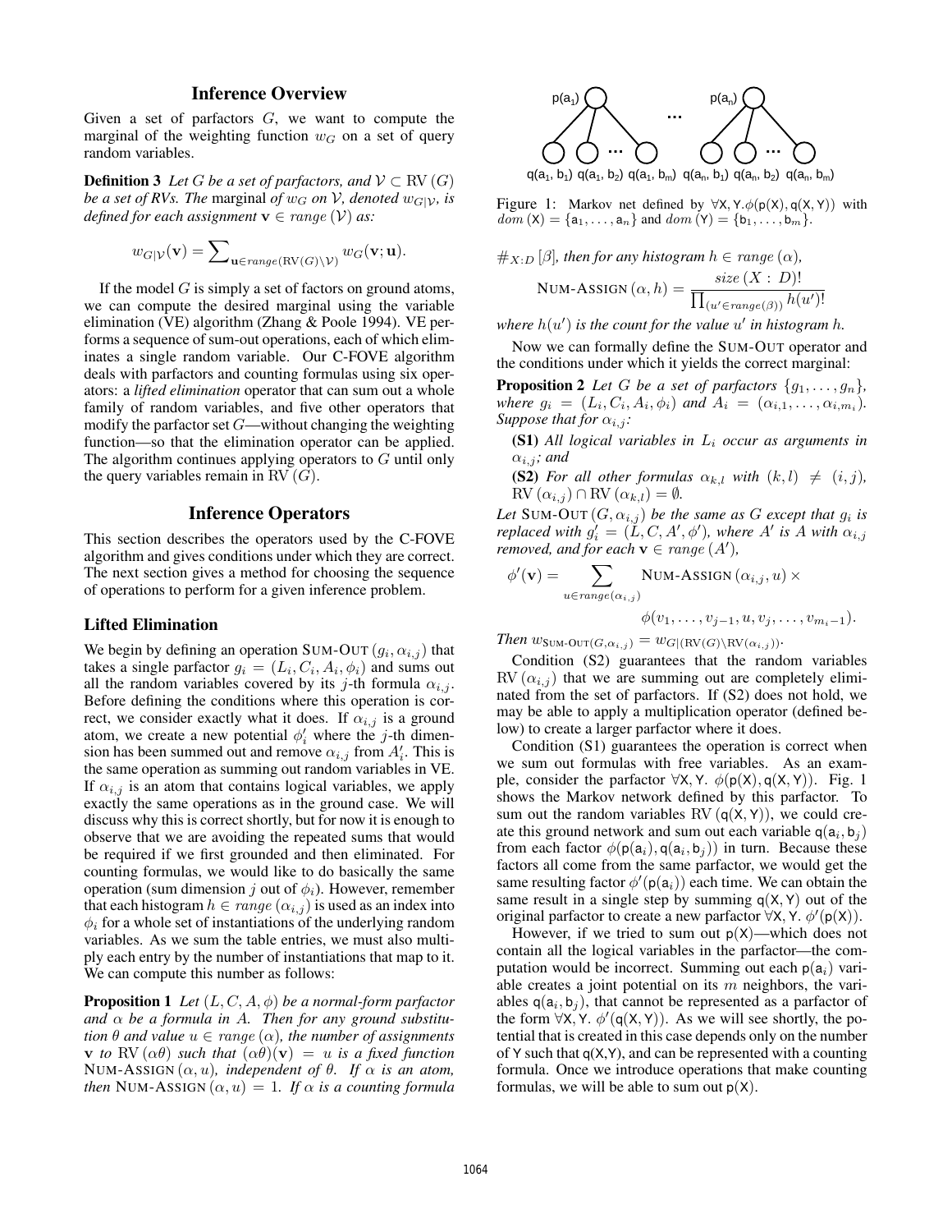## Inference Overview

Given a set of parfactors $G$, we want to compute the marginal of the weighting function $w_G$ on a set of query random variables.

**Definition 3** *Let $G$ be a set of parfactors, and $\mathcal{V} \subset \mathrm{RV}(G)$ be a set of RVs. The* marginal *of $w_G$ on $\mathcal{V}$, denoted $w_{G|\mathcal{V}}$, is defined for each assignment $\mathbf{v} \in range(\mathcal{V})$ as:*

$$w_{G|\mathcal{V}}(\mathbf{v}) = \sum\nolimits_{\mathbf{u} \in range(\mathrm{RV}(G) \setminus \mathcal{V})} w_G(\mathbf{v}; \mathbf{u}).$$

If the model $G$ is simply a set of factors on ground atoms, we can compute the desired marginal using the variable elimination (VE) algorithm (Zhang & Poole 1994). VE performs a sequence of sum-out operations, each of which eliminates a single random variable. Our C-FOVE algorithm deals with parfactors and counting formulas using six operators: a *lifted elimination* operator that can sum out a whole family of random variables, and five other operators that modify the parfactor set $G$—without changing the weighting function—so that the elimination operator can be applied. The algorithm continues applying operators to $G$ until only the query variables remain in $\mathrm{RV}(G)$.

## Inference Operators

This section describes the operators used by the C-FOVE algorithm and gives conditions under which they are correct. The next section gives a method for choosing the sequence of operations to perform for a given inference problem.

### Lifted Elimination

We begin by defining an operation SUM-OUT $(g_i, \alpha_{i,j})$ that takes a single parfactor $g_i = (L_i, C_i, A_i, \phi_i)$ and sums out all the random variables covered by its $j$-th formula $\alpha_{i,j}$. Before defining the conditions where this operation is correct, we consider exactly what it does. If $\alpha_{i,j}$ is a ground atom, we create a new potential $\phi'_i$ where the $j$-th dimension has been summed out and remove $\alpha_{i,j}$ from $A'_i$. This is the same operation as summing out random variables in VE. If $\alpha_{i,j}$ is an atom that contains logical variables, we apply exactly the same operations as in the ground case. We will discuss why this is correct shortly, but for now it is enough to observe that we are avoiding the repeated sums that would be required if we first grounded and then eliminated. For counting formulas, we would like to do basically the same operation (sum dimension $j$ out of $\phi_i$). However, remember that each histogram $h \in range(\alpha_{i,j})$ is used as an index into $\phi_i$ for a whole set of instantiations of the underlying random variables. As we sum the table entries, we must also multiply each entry by the number of instantiations that map to it. We can compute this number as follows:

**Proposition 1** *Let $(L, C, A, \phi)$ be a normal-form parfactor and $\alpha$ be a formula in $A$. Then for any ground substitution $\theta$ and value $u \in range(\alpha)$, the number of assignments $\mathbf{v}$ to $\mathrm{RV}(\alpha\theta)$ such that $(\alpha\theta)(\mathbf{v}) = u$ is a fixed function NUM-ASSIGN $(\alpha, u)$, independent of $\theta$. If $\alpha$ is an atom, then NUM-ASSIGN $(\alpha, u) = 1$. If $\alpha$ is a counting formula $\#_{X:D}[\beta]$, then for any histogram $h \in range(\alpha)$,*

$$\text{NUM-ASSIGN}(\alpha, h) = \frac{size(X : D)!}{\prod_{(u' \in range(\beta))} h(u')!}$$

*where $h(u')$ is the count for the value $u'$ in histogram $h$.*

Figure 1: Markov net defined by $\forall \mathsf{X}, \mathsf{Y}. \phi(\mathsf{p}(\mathsf{X}), \mathsf{q}(\mathsf{X}, \mathsf{Y}))$ with $dom(\mathsf{X}) = \{\mathsf{a}_1, \ldots, \mathsf{a}_n\}$ and $dom(\mathsf{Y}) = \{\mathsf{b}_1, \ldots, \mathsf{b}_m\}$.

Now we can formally define the SUM-OUT operator and the conditions under which it yields the correct marginal:

**Proposition 2** *Let $G$ be a set of parfactors $\{g_1, \ldots, g_n\}$, where $g_i = (L_i, C_i, A_i, \phi_i)$ and $A_i = (\alpha_{i,1}, \ldots, \alpha_{i,m_i})$. Suppose that for $\alpha_{i,j}$:*

**(S1)** *All logical variables in $L_i$ occur as arguments in $\alpha_{i,j}$; and*

**(S2)** *For all other formulas $\alpha_{k,l}$ with $(k, l) \neq (i, j)$, $\mathrm{RV}(\alpha_{i,j}) \cap \mathrm{RV}(\alpha_{k,l}) = \emptyset$.*

*Let SUM-OUT $(G, \alpha_{i,j})$ be the same as $G$ except that $g_i$ is replaced with $g'_i = (L, C, A', \phi')$, where $A'$ is $A$ with $\alpha_{i,j}$ removed, and for each $\mathbf{v} \in range(A')$,*

$$\phi'(\mathbf{v}) = \sum_{u \in range(\alpha_{i,j})} \text{NUM-ASSIGN}(\alpha_{i,j}, u) \times \phi(v_1, \ldots, v_{j-1}, u, v_j, \ldots, v_{m_i-1}).$$

*Then $w_{\text{SUM-OUT}(G, \alpha_{i,j})} = w_{G|(\mathrm{RV}(G) \setminus \mathrm{RV}(\alpha_{i,j}))}$.*

Condition (S2) guarantees that the random variables $\mathrm{RV}(\alpha_{i,j})$ that we are summing out are completely eliminated from the set of parfactors. If (S2) does not hold, we may be able to apply a multiplication operator (defined below) to create a larger parfactor where it does.

Condition (S1) guarantees the operation is correct when we sum out formulas with free variables. As an example, consider the parfactor $\forall \mathsf{X}, \mathsf{Y}.\ \phi(\mathsf{p}(\mathsf{X}), \mathsf{q}(\mathsf{X}, \mathsf{Y}))$. Fig. 1 shows the Markov network defined by this parfactor. To sum out the random variables $\mathrm{RV}(\mathsf{q}(\mathsf{X}, \mathsf{Y}))$, we could create this ground network and sum out each variable $\mathsf{q}(\mathsf{a}_i, \mathsf{b}_j)$ from each factor $\phi(\mathsf{p}(\mathsf{a}_i), \mathsf{q}(\mathsf{a}_i, \mathsf{b}_j))$ in turn. Because these factors all come from the same parfactor, we would get the same resulting factor $\phi'(\mathsf{p}(\mathsf{a}_i))$ each time. We can obtain the same result in a single step by summing $\mathsf{q}(\mathsf{X}, \mathsf{Y})$ out of the original parfactor to create a new parfactor $\forall \mathsf{X}, \mathsf{Y}.\ \phi'(\mathsf{p}(\mathsf{X}))$.

However, if we tried to sum out $\mathsf{p}(\mathsf{X})$—which does not contain all the logical variables in the parfactor—the computation would be incorrect. Summing out each $\mathsf{p}(\mathsf{a}_i)$ variable creates a joint potential on its $m$ neighbors, the variables $\mathsf{q}(\mathsf{a}_i, \mathsf{b}_j)$, that cannot be represented as a parfactor of the form $\forall \mathsf{X}, \mathsf{Y}.\ \phi'(\mathsf{q}(\mathsf{X}, \mathsf{Y}))$. As we will see shortly, the potential that is created in this case depends only on the number of $\mathsf{Y}$ such that $\mathsf{q}(\mathsf{X},\mathsf{Y})$, and can be represented with a counting formula. Once we introduce operations that make counting formulas, we will be able to sum out $\mathsf{p}(\mathsf{X})$.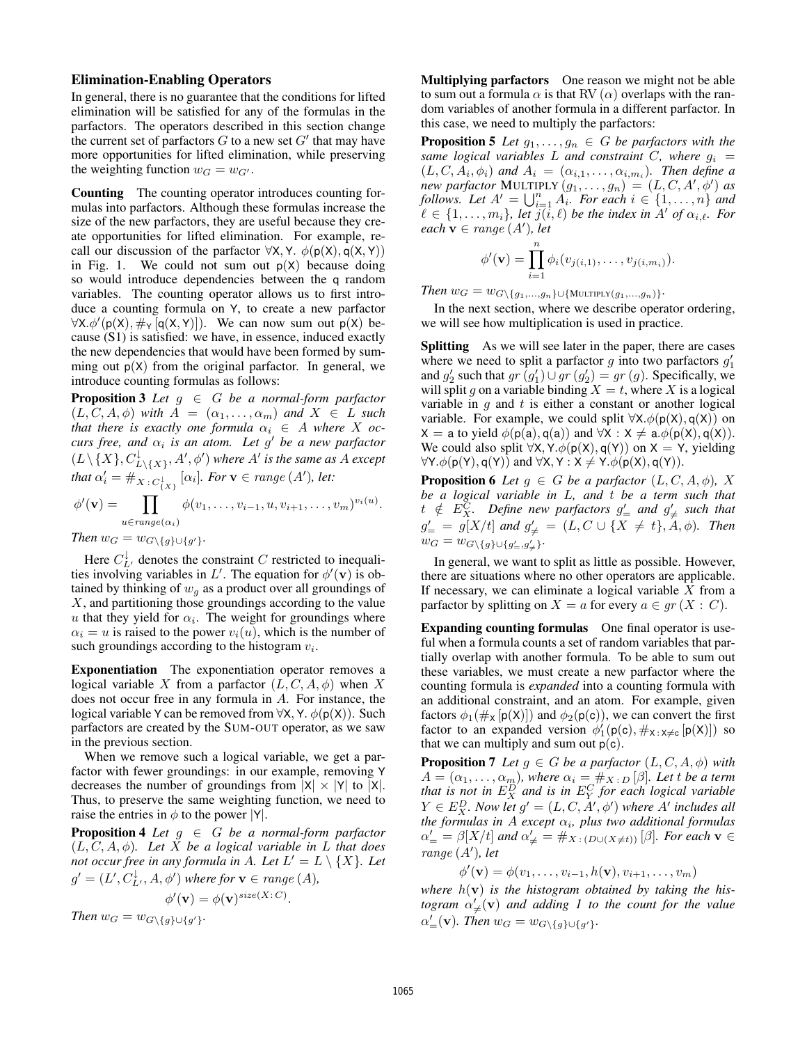### Elimination-Enabling Operators

In general, there is no guarantee that the conditions for lifted elimination will be satisfied for any of the formulas in the parfactors. The operators described in this section change the current set of parfactors $G$ to a new set $G'$ that may have more opportunities for lifted elimination, while preserving the weighting function $w_G = w_{G'}$.

**Counting** The counting operator introduces counting formulas into parfactors. Although these formulas increase the size of the new parfactors, they are useful because they create opportunities for lifted elimination. For example, recall our discussion of the parfactor $\forall \mathsf{X}, \mathsf{Y}.\ \phi(\mathsf{p}(\mathsf{X}), \mathsf{q}(\mathsf{X}, \mathsf{Y}))$ in Fig. 1. We could not sum out $\mathsf{p}(\mathsf{X})$ because doing so would introduce dependencies between the $\mathsf{q}$ random variables. The counting operator allows us to first introduce a counting formula on $\mathsf{Y}$, to create a new parfactor $\forall \mathsf{X}.\phi'(\mathsf{p}(\mathsf{X}), \#_{\mathsf{Y}}[\mathsf{q}(\mathsf{X}, \mathsf{Y})])$. We can now sum out $\mathsf{p}(\mathsf{X})$ because (S1) is satisfied: we have, in essence, induced exactly the new dependencies that would have been formed by summing out $\mathsf{p}(\mathsf{X})$ from the original parfactor. In general, we introduce counting formulas as follows:

**Proposition 3** *Let $g \in G$ be a normal-form parfactor $(L, C, A, \phi)$ with $A = (\alpha_1, \ldots, \alpha_m)$ and $X \in L$ such that there is exactly one formula $\alpha_i \in A$ where $X$ occurs free, and $\alpha_i$ is an atom. Let $g'$ be a new parfactor $(L \setminus \{X\}, C^{\downarrow}_{L\setminus\{X\}}, A', \phi')$ where $A'$ is the same as $A$ except that $\alpha'_i = \#_{X : C^{\downarrow}_{\{X\}}}[\alpha_i]$. For $\mathbf{v} \in range(A')$, let:*

$$\phi'(\mathbf{v}) = \prod_{u \in range(\alpha_i)} \phi(v_1, \ldots, v_{i-1}, u, v_{i+1}, \ldots, v_m)^{v_i(u)}.$$

*Then $w_G = w_{G\setminus\{g\}\cup\{g'\}}$.*

Here $C^{\downarrow}_{L'}$ denotes the constraint $C$ restricted to inequalities involving variables in $L'$. The equation for $\phi'(\mathbf{v})$ is obtained by thinking of $w_g$ as a product over all groundings of $X$, and partitioning those groundings according to the value $u$ that they yield for $\alpha_i$. The weight for groundings where $\alpha_i = u$ is raised to the power $v_i(u)$, which is the number of such groundings according to the histogram $v_i$.

**Exponentiation** The exponentiation operator removes a logical variable $X$ from a parfactor $(L, C, A, \phi)$ when $X$ does not occur free in any formula in $A$. For instance, the logical variable $\mathsf{Y}$ can be removed from $\forall \mathsf{X}, \mathsf{Y}.\ \phi(\mathsf{p}(\mathsf{X}))$. Such parfactors are created by the SUM-OUT operator, as we saw in the previous section.

When we remove such a logical variable, we get a parfactor with fewer groundings: in our example, removing $\mathsf{Y}$ decreases the number of groundings from $|\mathsf{X}| \times |\mathsf{Y}|$ to $|\mathsf{X}|$. Thus, to preserve the same weighting function, we need to raise the entries in $\phi$ to the power $|\mathsf{Y}|$.

**Proposition 4** *Let $g \in G$ be a normal-form parfactor $(L, C, A, \phi)$. Let $X$ be a logical variable in $L$ that does not occur free in any formula in $A$. Let $L' = L \setminus \{X\}$. Let $g' = (L', C^{\downarrow}_{L'}, A, \phi')$ where for $\mathbf{v} \in range(A)$,*

$$\phi'(\mathbf{v}) = \phi(\mathbf{v})^{size(X:C)}.$$

*Then $w_G = w_{G\setminus\{g\}\cup\{g'\}}$.*

**Multiplying parfactors** One reason we might not be able to sum out a formula $\alpha$ is that $\mathrm{RV}(\alpha)$ overlaps with the random variables of another formula in a different parfactor. In this case, we need to multiply the parfactors:

**Proposition 5** *Let $g_1, \ldots, g_n \in G$ be parfactors with the same logical variables $L$ and constraint $C$, where $g_i = (L, C, A_i, \phi_i)$ and $A_i = (\alpha_{i,1}, \ldots, \alpha_{i,m_i})$. Then define a new parfactor* MULTIPLY$(g_1, \ldots, g_n) = (L, C, A', \phi')$ *as follows. Let $A' = \bigcup_{i=1}^{n} A_i$. For each $i \in \{1, \ldots, n\}$ and $\ell \in \{1, \ldots, m_i\}$, let $j(i, \ell)$ be the index in $A'$ of $\alpha_{i,\ell}$. For each $\mathbf{v} \in range(A')$, let*

$$\phi'(\mathbf{v}) = \prod_{i=1}^{n} \phi_i(v_{j(i,1)}, \ldots, v_{j(i,m_i)}).$$

*Then $w_G = w_{G\setminus\{g_1,\ldots,g_n\}\cup\{\text{MULTIPLY}(g_1,\ldots,g_n)\}}$.*

In the next section, where we describe operator ordering, we will see how multiplication is used in practice.

**Splitting** As we will see later in the paper, there are cases where we need to split a parfactor $g$ into two parfactors $g'_1$ and $g'_2$ such that $gr(g'_1) \cup gr(g'_2) = gr(g)$. Specifically, we will split $g$ on a variable binding $X = t$, where $X$ is a logical variable in $g$ and $t$ is either a constant or another logical variable. For example, we could split $\forall \mathsf{X}.\phi(\mathsf{p}(\mathsf{X}), \mathsf{q}(\mathsf{X}))$ on $\mathsf{X} = \mathsf{a}$ to yield $\phi(\mathsf{p}(\mathsf{a}), \mathsf{q}(\mathsf{a}))$ and $\forall \mathsf{X} : \mathsf{X} \neq \mathsf{a}.\phi(\mathsf{p}(\mathsf{X}), \mathsf{q}(\mathsf{X}))$. We could also split $\forall \mathsf{X}, \mathsf{Y}.\phi(\mathsf{p}(\mathsf{X}), \mathsf{q}(\mathsf{Y}))$ on $\mathsf{X} = \mathsf{Y}$, yielding $\forall \mathsf{Y}.\phi(\mathsf{p}(\mathsf{Y}), \mathsf{q}(\mathsf{Y}))$ and $\forall \mathsf{X}, \mathsf{Y} : \mathsf{X} \neq \mathsf{Y}.\phi(\mathsf{p}(\mathsf{X}), \mathsf{q}(\mathsf{Y}))$.

**Proposition 6** *Let $g \in G$ be a parfactor $(L, C, A, \phi)$, $X$ be a logical variable in $L$, and $t$ be a term such that $t \notin E^C_X$. Define new parfactors $g'_=$ and $g'_{\neq}$ such that $g'_= = g[X/t]$ and $g'_{\neq} = (L, C \cup \{X \neq t\}, A, \phi)$. Then $w_G = w_{G\setminus\{g\}\cup\{g'_=, g'_{\neq}\}}$.*

In general, we want to split as little as possible. However, there are situations where no other operators are applicable. If necessary, we can eliminate a logical variable $X$ from a parfactor by splitting on $X = a$ for every $a \in gr(X : C)$.

**Expanding counting formulas** One final operator is useful when a formula counts a set of random variables that partially overlap with another formula. To be able to sum out these variables, we must create a new parfactor where the counting formula is *expanded* into a counting formula with an additional constraint, and an atom. For example, given factors $\phi_1(\#_{\mathsf{X}}[\mathsf{p}(\mathsf{X})])$ and $\phi_2(\mathsf{p}(\mathsf{c}))$, we can convert the first factor to an expanded version $\phi'_1(\mathsf{p}(\mathsf{c}), \#_{\mathsf{X}:\mathsf{X}\neq\mathsf{c}}[\mathsf{p}(\mathsf{X})])$ so that we can multiply and sum out $\mathsf{p}(\mathsf{c})$.

**Proposition 7** *Let $g \in G$ be a parfactor $(L, C, A, \phi)$ with $A = (\alpha_1, \ldots, \alpha_m)$, where $\alpha_i = \#_{X:D}[\beta]$. Let $t$ be a term that is not in $E^D_X$ and is in $E^C_Y$ for each logical variable $Y \in E^D_X$. Now let $g' = (L, C, A', \phi')$ where $A'$ includes all the formulas in $A$ except $\alpha_i$, plus two additional formulas $\alpha'_= = \beta[X/t]$ and $\alpha'_{\neq} = \#_{X:(D\cup(X\neq t))}[\beta]$. For each $\mathbf{v} \in range(A')$, let*

$$\phi'(\mathbf{v}) = \phi(v_1, \ldots, v_{i-1}, h(\mathbf{v}), v_{i+1}, \ldots, v_m)$$

*where $h(\mathbf{v})$ is the histogram obtained by taking the histogram $\alpha'_{\neq}(\mathbf{v})$ and adding 1 to the count for the value $\alpha'_=(\mathbf{v})$. Then $w_G = w_{G\setminus\{g\}\cup\{g'\}}$.*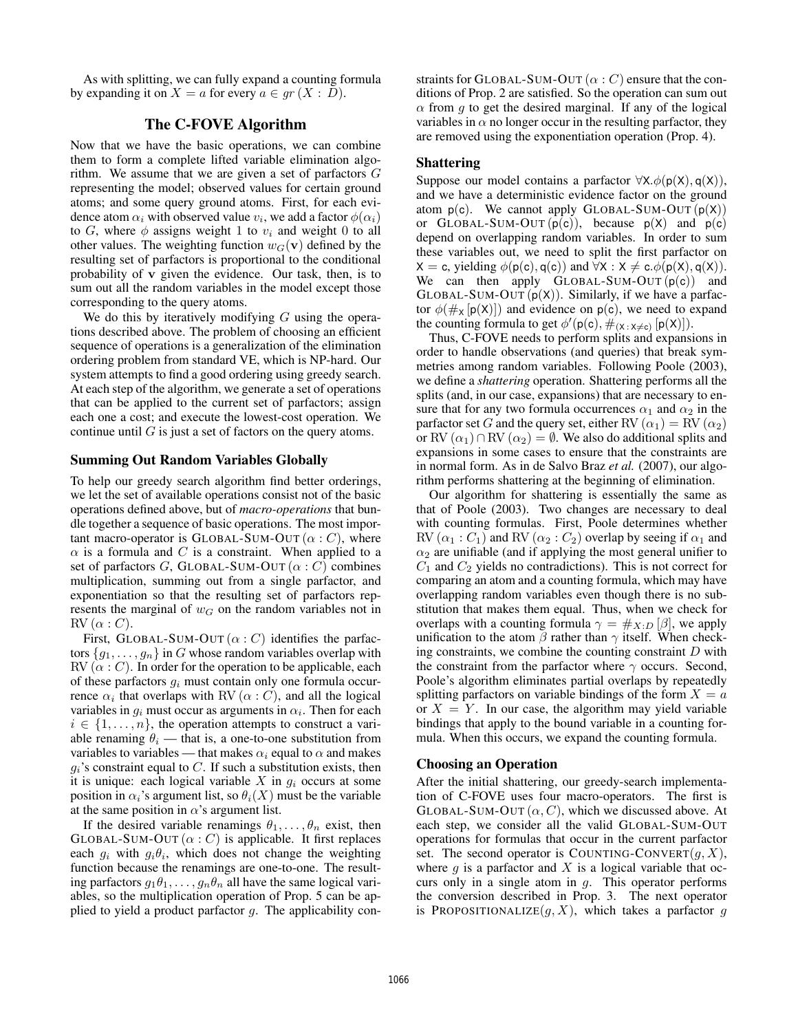As with splitting, we can fully expand a counting formula by expanding it on $X = a$ for every $a \in gr\,(X : D)$.

## The C-FOVE Algorithm

Now that we have the basic operations, we can combine them to form a complete lifted variable elimination algorithm. We assume that we are given a set of parfactors $G$ representing the model; observed values for certain ground atoms; and some query ground atoms. First, for each evidence atom $\alpha_i$ with observed value $v_i$, we add a factor $\phi(\alpha_i)$ to $G$, where $\phi$ assigns weight 1 to $v_i$ and weight 0 to all other values. The weighting function $w_G(\mathbf{v})$ defined by the resulting set of parfactors is proportional to the conditional probability of $\mathbf{v}$ given the evidence. Our task, then, is to sum out all the random variables in the model except those corresponding to the query atoms.

We do this by iteratively modifying $G$ using the operations described above. The problem of choosing an efficient sequence of operations is a generalization of the elimination ordering problem from standard VE, which is NP-hard. Our system attempts to find a good ordering using greedy search. At each step of the algorithm, we generate a set of operations that can be applied to the current set of parfactors; assign each one a cost; and execute the lowest-cost operation. We continue until $G$ is just a set of factors on the query atoms.

### Summing Out Random Variables Globally

To help our greedy search algorithm find better orderings, we let the set of available operations consist not of the basic operations defined above, but of *macro-operations* that bundle together a sequence of basic operations. The most important macro-operator is GLOBAL-SUM-OUT $(\alpha : C)$, where $\alpha$ is a formula and $C$ is a constraint. When applied to a set of parfactors $G$, GLOBAL-SUM-OUT $(\alpha : C)$ combines multiplication, summing out from a single parfactor, and exponentiation so that the resulting set of parfactors represents the marginal of $w_G$ on the random variables not in $\mathrm{RV}\,(\alpha : C)$.

First, GLOBAL-SUM-OUT $(\alpha : C)$ identifies the parfactors $\{g_1, \ldots, g_n\}$ in $G$ whose random variables overlap with $\mathrm{RV}\,(\alpha : C)$. In order for the operation to be applicable, each of these parfactors $g_i$ must contain only one formula occurrence $\alpha_i$ that overlaps with $\mathrm{RV}\,(\alpha : C)$, and all the logical variables in $g_i$ must occur as arguments in $\alpha_i$. Then for each $i \in \{1, \ldots, n\}$, the operation attempts to construct a variable renaming $\theta_i$ — that is, a one-to-one substitution from variables to variables — that makes $\alpha_i$ equal to $\alpha$ and makes $g_i$'s constraint equal to $C$. If such a substitution exists, then it is unique: each logical variable $X$ in $g_i$ occurs at some position in $\alpha_i$'s argument list, so $\theta_i(X)$ must be the variable at the same position in $\alpha$'s argument list.

If the desired variable renamings $\theta_1, \ldots, \theta_n$ exist, then GLOBAL-SUM-OUT $(\alpha : C)$ is applicable. It first replaces each $g_i$ with $g_i\theta_i$, which does not change the weighting function because the renamings are one-to-one. The resulting parfactors $g_1\theta_1, \ldots, g_n\theta_n$ all have the same logical variables, so the multiplication operation of Prop. 5 can be applied to yield a product parfactor $g$. The applicability constraints for GLOBAL-SUM-OUT $(\alpha : C)$ ensure that the conditions of Prop. 2 are satisfied. So the operation can sum out $\alpha$ from $g$ to get the desired marginal. If any of the logical variables in $\alpha$ no longer occur in the resulting parfactor, they are removed using the exponentiation operation (Prop. 4).

### Shattering

Suppose our model contains a parfactor $\forall \mathsf{X}.\phi(\mathsf{p}(\mathsf{X}), \mathsf{q}(\mathsf{X}))$, and we have a deterministic evidence factor on the ground atom $\mathsf{p}(\mathsf{c})$. We cannot apply GLOBAL-SUM-OUT $(\mathsf{p}(\mathsf{X}))$ or GLOBAL-SUM-OUT $(\mathsf{p}(\mathsf{c}))$, because $\mathsf{p}(\mathsf{X})$ and $\mathsf{p}(\mathsf{c})$ depend on overlapping random variables. In order to sum these variables out, we need to split the first parfactor on $\mathsf{X} = \mathsf{c}$, yielding $\phi(\mathsf{p}(\mathsf{c}), \mathsf{q}(\mathsf{c}))$ and $\forall \mathsf{X} : \mathsf{X} \neq \mathsf{c}.\phi(\mathsf{p}(\mathsf{X}), \mathsf{q}(\mathsf{X}))$. We can then apply GLOBAL-SUM-OUT $(\mathsf{p}(\mathsf{c}))$ and GLOBAL-SUM-OUT $(\mathsf{p}(\mathsf{X}))$. Similarly, if we have a parfactor $\phi(\#_{\mathsf{X}}\,[\mathsf{p}(\mathsf{X})])$ and evidence on $\mathsf{p}(\mathsf{c})$, we need to expand the counting formula to get $\phi'(\mathsf{p}(\mathsf{c}), \#_{(\mathsf{X}\,:\,\mathsf{X}\neq\mathsf{c})}\,[\mathsf{p}(\mathsf{X})])$.

Thus, C-FOVE needs to perform splits and expansions in order to handle observations (and queries) that break symmetries among random variables. Following Poole (2003), we define a *shattering* operation. Shattering performs all the splits (and, in our case, expansions) that are necessary to ensure that for any two formula occurrences $\alpha_1$ and $\alpha_2$ in the parfactor set $G$ and the query set, either $\mathrm{RV}\,(\alpha_1) = \mathrm{RV}\,(\alpha_2)$ or $\mathrm{RV}\,(\alpha_1) \cap \mathrm{RV}\,(\alpha_2) = \emptyset$. We also do additional splits and expansions in some cases to ensure that the constraints are in normal form. As in de Salvo Braz *et al.* (2007), our algorithm performs shattering at the beginning of elimination.

Our algorithm for shattering is essentially the same as that of Poole (2003). Two changes are necessary to deal with counting formulas. First, Poole determines whether $\mathrm{RV}\,(\alpha_1 : C_1)$ and $\mathrm{RV}\,(\alpha_2 : C_2)$ overlap by seeing if $\alpha_1$ and $\alpha_2$ are unifiable (and if applying the most general unifier to $C_1$ and $C_2$ yields no contradictions). This is not correct for comparing an atom and a counting formula, which may have overlapping random variables even though there is no substitution that makes them equal. Thus, when we check for overlaps with a counting formula $\gamma = \#_{X:D}\,[\beta]$, we apply unification to the atom $\beta$ rather than $\gamma$ itself. When checking constraints, we combine the counting constraint $D$ with the constraint from the parfactor where $\gamma$ occurs. Second, Poole's algorithm eliminates partial overlaps by repeatedly splitting parfactors on variable bindings of the form $X = a$ or $X = Y$. In our case, the algorithm may yield variable bindings that apply to the bound variable in a counting formula. When this occurs, we expand the counting formula.

### Choosing an Operation

After the initial shattering, our greedy-search implementation of C-FOVE uses four macro-operators. The first is GLOBAL-SUM-OUT$(\alpha, C)$, which we discussed above. At each step, we consider all the valid GLOBAL-SUM-OUT operations for formulas that occur in the current parfactor set. The second operator is COUNTING-CONVERT$(g, X)$, where $g$ is a parfactor and $X$ is a logical variable that occurs only in a single atom in $g$. This operator performs the conversion described in Prop. 3. The next operator is PROPOSITIONALIZE$(g, X)$, which takes a parfactor $g$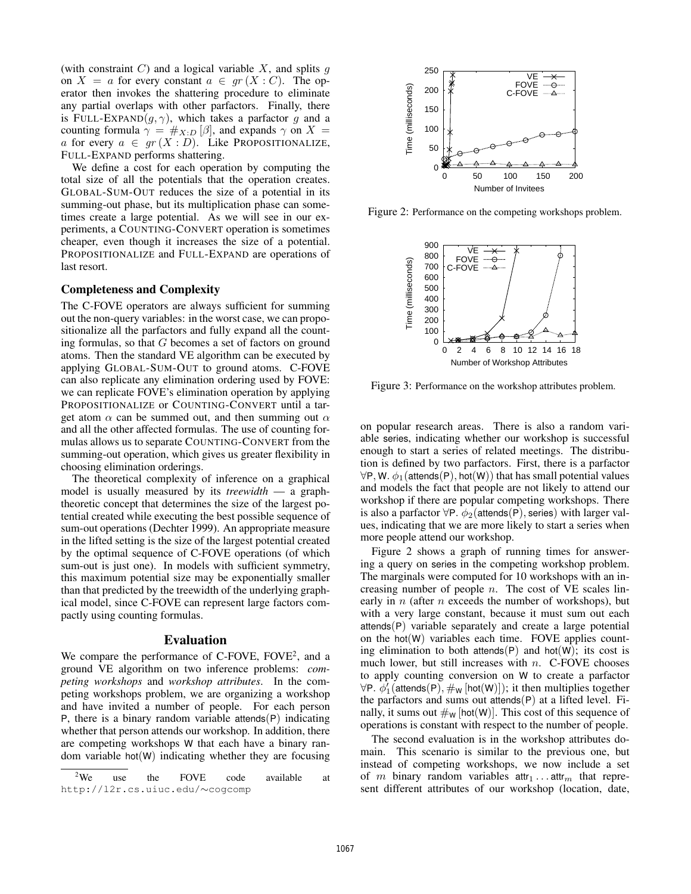(with constraint $C$) and a logical variable $X$, and splits $g$ on $X = a$ for every constant $a \in gr(X : C)$. The operator then invokes the shattering procedure to eliminate any partial overlaps with other parfactors. Finally, there is FULL-EXPAND$(g, \gamma)$, which takes a parfactor $g$ and a counting formula $\gamma = \#_{X:D}[\beta]$, and expands $\gamma$ on $X = a$ for every $a \in gr(X : D)$. Like PROPOSITIONALIZE, FULL-EXPAND performs shattering.

We define a cost for each operation by computing the total size of all the potentials that the operation creates. GLOBAL-SUM-OUT reduces the size of a potential in its summing-out phase, but its multiplication phase can sometimes create a large potential. As we will see in our experiments, a COUNTING-CONVERT operation is sometimes cheaper, even though it increases the size of a potential. PROPOSITIONALIZE and FULL-EXPAND are operations of last resort.

### Completeness and Complexity

The C-FOVE operators are always sufficient for summing out the non-query variables: in the worst case, we can propositionalize all the parfactors and fully expand all the counting formulas, so that $G$ becomes a set of factors on ground atoms. Then the standard VE algorithm can be executed by applying GLOBAL-SUM-OUT to ground atoms. C-FOVE can also replicate any elimination ordering used by FOVE: we can replicate FOVE's elimination operation by applying PROPOSITIONALIZE or COUNTING-CONVERT until a target atom $\alpha$ can be summed out, and then summing out $\alpha$ and all the other affected formulas. The use of counting formulas allows us to separate COUNTING-CONVERT from the summing-out operation, which gives us greater flexibility in choosing elimination orderings.

The theoretical complexity of inference on a graphical model is usually measured by its *treewidth* — a graph-theoretic concept that determines the size of the largest potential created while executing the best possible sequence of sum-out operations (Dechter 1999). An appropriate measure in the lifted setting is the size of the largest potential created by the optimal sequence of C-FOVE operations (of which sum-out is just one). In models with sufficient symmetry, this maximum potential size may be exponentially smaller than that predicted by the treewidth of the underlying graphical model, since C-FOVE can represent large factors compactly using counting formulas.

## Evaluation

We compare the performance of C-FOVE, FOVE[2], and a ground VE algorithm on two inference problems: *competing workshops* and *workshop attributes*. In the competing workshops problem, we are organizing a workshop and have invited a number of people. For each person P, there is a binary random variable attends(P) indicating whether that person attends our workshop. In addition, there are competing workshops W that each have a binary random variable hot(W) indicating whether they are focusing

[2] We use the FOVE code available at http://l2r.cs.uiuc.edu/~cogcomp

Figure 2: Performance on the competing workshops problem.

Figure 3: Performance on the workshop attributes problem.

on popular research areas. There is also a random variable series, indicating whether our workshop is successful enough to start a series of related meetings. The distribution is defined by two parfactors. First, there is a parfactor $\forall$P, W. $\phi_1$(attends(P), hot(W)) that has small potential values and models the fact that people are not likely to attend our workshop if there are popular competing workshops. There is also a parfactor $\forall$P. $\phi_2$(attends(P), series) with larger values, indicating that we are more likely to start a series when more people attend our workshop.

Figure 2 shows a graph of running times for answering a query on series in the competing workshop problem. The marginals were computed for 10 workshops with an increasing number of people $n$. The cost of VE scales linearly in $n$ (after $n$ exceeds the number of workshops), but with a very large constant, because it must sum out each attends(P) variable separately and create a large potential on the hot(W) variables each time. FOVE applies counting elimination to both attends(P) and hot(W); its cost is much lower, but still increases with $n$. C-FOVE chooses to apply counting conversion on W to create a parfactor $\forall$P. $\phi'_1$(attends(P), $\#_{\text{W}}$[hot(W)]); it then multiplies together the parfactors and sums out attends(P) at a lifted level. Finally, it sums out $\#_{\text{W}}$[hot(W)]. This cost of this sequence of operations is constant with respect to the number of people.

The second evaluation is in the workshop attributes domain. This scenario is similar to the previous one, but instead of competing workshops, we now include a set of $m$ binary random variables attr$_1 \ldots$ attr$_m$ that represent different attributes of our workshop (location, date,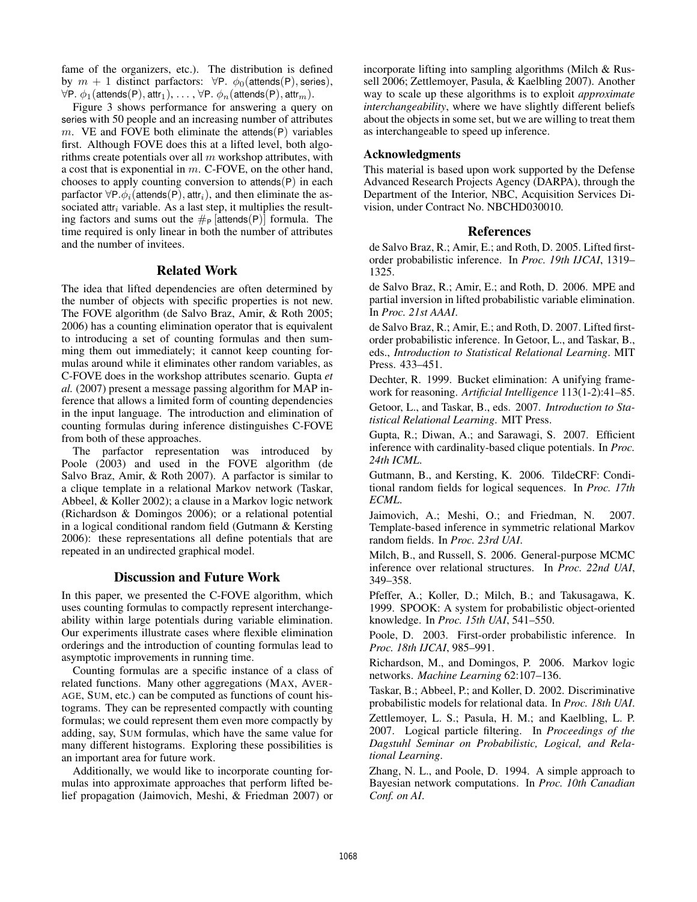fame of the organizers, etc.). The distribution is defined by $m + 1$ distinct parfactors: $\forall$P. $\phi_0(\text{attends(P)}, \text{series})$, $\forall$P. $\phi_1(\text{attends(P)}, \text{attr}_1)$, $\ldots$, $\forall$P. $\phi_n(\text{attends(P)}, \text{attr}_m)$.

Figure 3 shows performance for answering a query on series with 50 people and an increasing number of attributes $m$. VE and FOVE both eliminate the attends(P) variables first. Although FOVE does this at a lifted level, both algorithms create potentials over all $m$ workshop attributes, with a cost that is exponential in $m$. C-FOVE, on the other hand, chooses to apply counting conversion to attends(P) in each parfactor $\forall$P.$\phi_i(\text{attends(P)}, \text{attr}_i)$, and then eliminate the associated $\text{attr}_i$ variable. As a last step, it multiplies the resulting factors and sums out the $\#_{\text{P}}[\text{attends(P)}]$ formula. The time required is only linear in both the number of attributes and the number of invitees.

## Related Work

The idea that lifted dependencies are often determined by the number of objects with specific properties is not new. The FOVE algorithm (de Salvo Braz, Amir, & Roth 2005; 2006) has a counting elimination operator that is equivalent to introducing a set of counting formulas and then summing them out immediately; it cannot keep counting formulas around while it eliminates other random variables, as C-FOVE does in the workshop attributes scenario. Gupta *et al.* (2007) present a message passing algorithm for MAP inference that allows a limited form of counting dependencies in the input language. The introduction and elimination of counting formulas during inference distinguishes C-FOVE from both of these approaches.

The parfactor representation was introduced by Poole (2003) and used in the FOVE algorithm (de Salvo Braz, Amir, & Roth 2007). A parfactor is similar to a clique template in a relational Markov network (Taskar, Abbeel, & Koller 2002); a clause in a Markov logic network (Richardson & Domingos 2006); or a relational potential in a logical conditional random field (Gutmann & Kersting 2006): these representations all define potentials that are repeated in an undirected graphical model.

## Discussion and Future Work

In this paper, we presented the C-FOVE algorithm, which uses counting formulas to compactly represent interchangeability within large potentials during variable elimination. Our experiments illustrate cases where flexible elimination orderings and the introduction of counting formulas lead to asymptotic improvements in running time.

Counting formulas are a specific instance of a class of related functions. Many other aggregations (MAX, AVERAGE, SUM, etc.) can be computed as functions of count histograms. They can be represented compactly with counting formulas; we could represent them even more compactly by adding, say, SUM formulas, which have the same value for many different histograms. Exploring these possibilities is an important area for future work.

Additionally, we would like to incorporate counting formulas into approximate approaches that perform lifted belief propagation (Jaimovich, Meshi, & Friedman 2007) or incorporate lifting into sampling algorithms (Milch & Russell 2006; Zettlemoyer, Pasula, & Kaelbling 2007). Another way to scale up these algorithms is to exploit *approximate interchangeability*, where we have slightly different beliefs about the objects in some set, but we are willing to treat them as interchangeable to speed up inference.

### Acknowledgments

This material is based upon work supported by the Defense Advanced Research Projects Agency (DARPA), through the Department of the Interior, NBC, Acquisition Services Division, under Contract No. NBCHD030010.

## References

de Salvo Braz, R.; Amir, E.; and Roth, D. 2005. Lifted first-order probabilistic inference. In *Proc. 19th IJCAI*, 1319–1325.

de Salvo Braz, R.; Amir, E.; and Roth, D. 2006. MPE and partial inversion in lifted probabilistic variable elimination. In *Proc. 21st AAAI*.

de Salvo Braz, R.; Amir, E.; and Roth, D. 2007. Lifted first-order probabilistic inference. In Getoor, L., and Taskar, B., eds., *Introduction to Statistical Relational Learning*. MIT Press. 433–451.

Dechter, R. 1999. Bucket elimination: A unifying framework for reasoning. *Artificial Intelligence* 113(1-2):41–85.

Getoor, L., and Taskar, B., eds. 2007. *Introduction to Statistical Relational Learning*. MIT Press.

Gupta, R.; Diwan, A.; and Sarawagi, S. 2007. Efficient inference with cardinality-based clique potentials. In *Proc. 24th ICML*.

Gutmann, B., and Kersting, K. 2006. TildeCRF: Conditional random fields for logical sequences. In *Proc. 17th ECML*.

Jaimovich, A.; Meshi, O.; and Friedman, N. 2007. Template-based inference in symmetric relational Markov random fields. In *Proc. 23rd UAI*.

Milch, B., and Russell, S. 2006. General-purpose MCMC inference over relational structures. In *Proc. 22nd UAI*, 349–358.

Pfeffer, A.; Koller, D.; Milch, B.; and Takusagawa, K. 1999. SPOOK: A system for probabilistic object-oriented knowledge. In *Proc. 15th UAI*, 541–550.

Poole, D. 2003. First-order probabilistic inference. In *Proc. 18th IJCAI*, 985–991.

Richardson, M., and Domingos, P. 2006. Markov logic networks. *Machine Learning* 62:107–136.

Taskar, B.; Abbeel, P.; and Koller, D. 2002. Discriminative probabilistic models for relational data. In *Proc. 18th UAI*.

Zettlemoyer, L. S.; Pasula, H. M.; and Kaelbling, L. P. 2007. Logical particle filtering. In *Proceedings of the Dagstuhl Seminar on Probabilistic, Logical, and Relational Learning*.

Zhang, N. L., and Poole, D. 1994. A simple approach to Bayesian network computations. In *Proc. 10th Canadian Conf. on AI*.